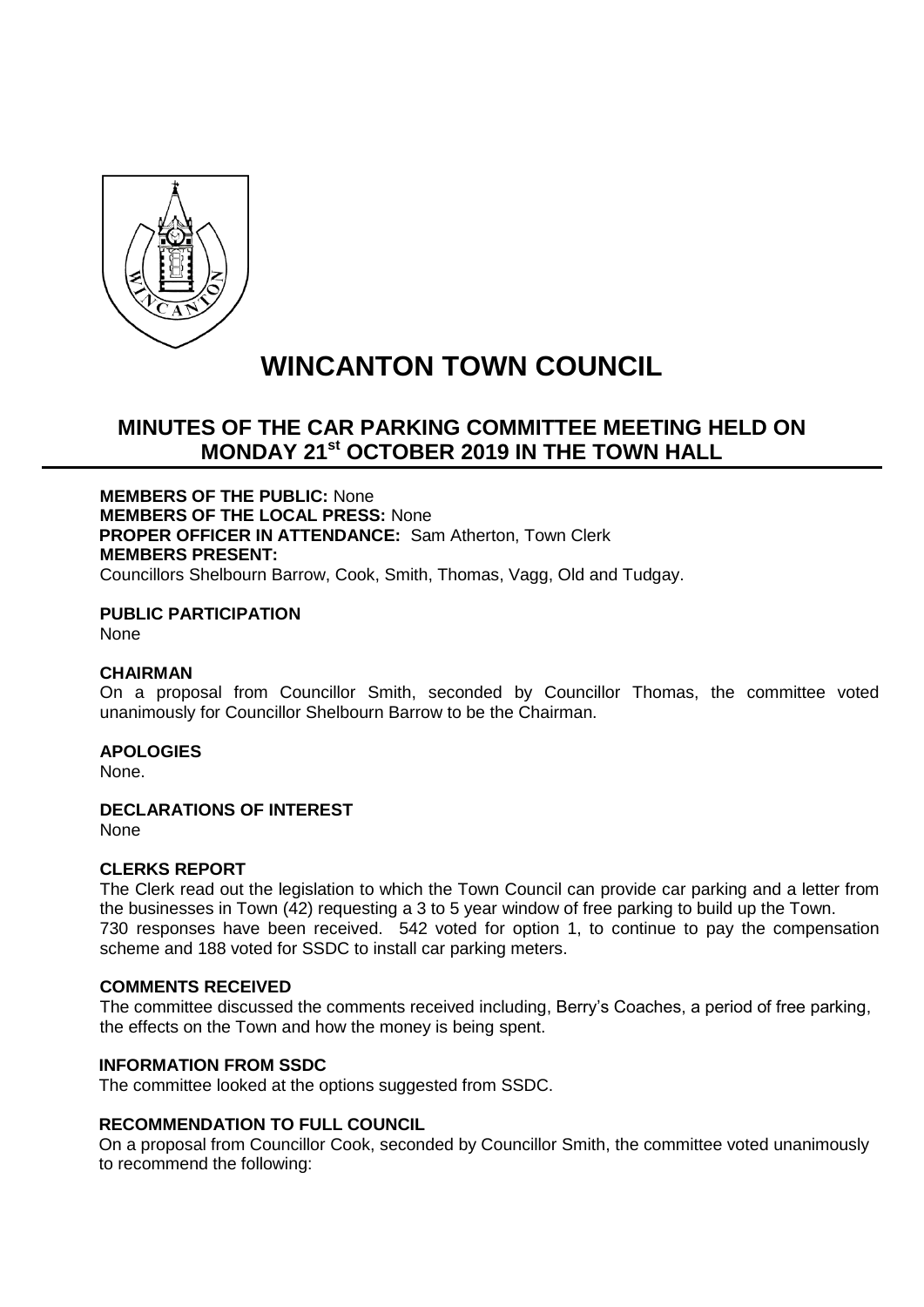# WINCANTON TOWN COUNCIL

## MINUTES OF THE CAR PARKING COMMITTEE MEETING HELD ON MONDAY 21st OCTOBER 2019 IN THE TOWN HALL

**MEMBERS OF THE PUBLIC:** None
**MEMBERS OF THE LOCAL PRESS:** None
**PROPER OFFICER IN ATTENDANCE:** Sam Atherton, Town Clerk
**MEMBERS PRESENT:**
Councillors Shelbourn Barrow, Cook, Smith, Thomas, Vagg, Old and Tudgay.

**PUBLIC PARTICIPATION**
None

**CHAIRMAN**
On a proposal from Councillor Smith, seconded by Councillor Thomas, the committee voted unanimously for Councillor Shelbourn Barrow to be the Chairman.

**APOLOGIES**
None.

**DECLARATIONS OF INTEREST**
None

**CLERKS REPORT**
The Clerk read out the legislation to which the Town Council can provide car parking and a letter from the businesses in Town (42) requesting a 3 to 5 year window of free parking to build up the Town.
730 responses have been received. 542 voted for option 1, to continue to pay the compensation scheme and 188 voted for SSDC to install car parking meters.

**COMMENTS RECEIVED**
The committee discussed the comments received including, Berry's Coaches, a period of free parking, the effects on the Town and how the money is being spent.

**INFORMATION FROM SSDC**
The committee looked at the options suggested from SSDC.

**RECOMMENDATION TO FULL COUNCIL**
On a proposal from Councillor Cook, seconded by Councillor Smith, the committee voted unanimously to recommend the following: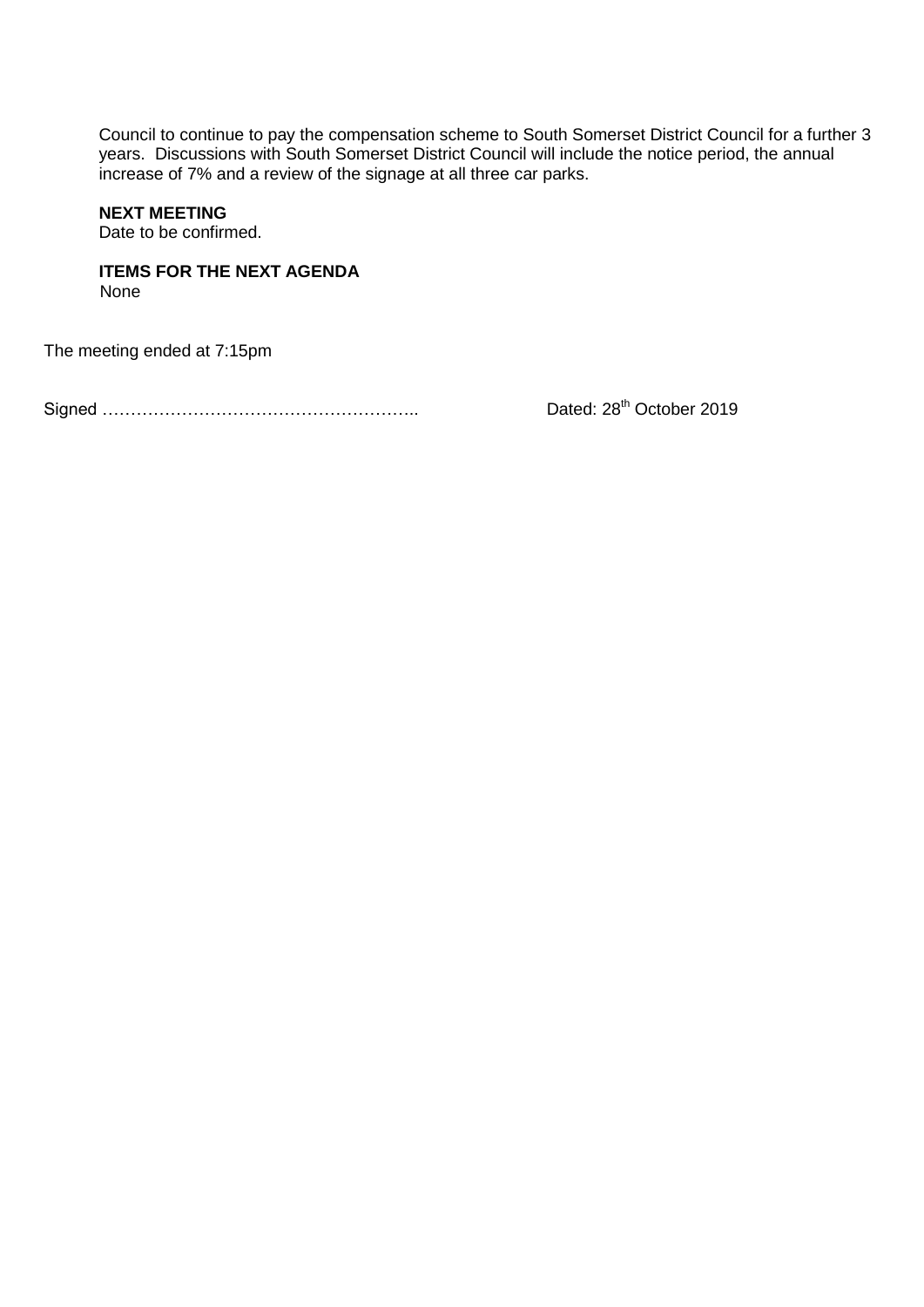Council to continue to pay the compensation scheme to South Somerset District Council for a further 3 years. Discussions with South Somerset District Council will include the notice period, the annual increase of 7% and a review of the signage at all three car parks.

**NEXT MEETING**

Date to be confirmed.

**ITEMS FOR THE NEXT AGENDA**

None

The meeting ended at 7:15pm

Signed ……………………………………………….. Dated: 28th October 2019